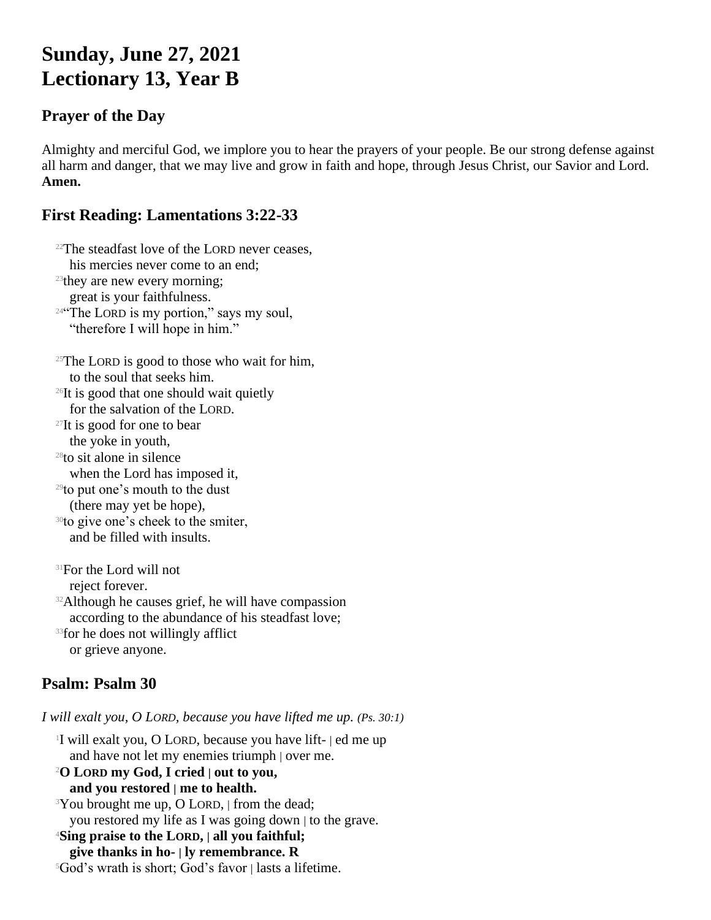# Sunday, June 27, 2021
# Lectionary 13, Year B

## Prayer of the Day

Almighty and merciful God, we implore you to hear the prayers of your people. Be our strong defense against all harm and danger, that we may live and grow in faith and hope, through Jesus Christ, our Savior and Lord. **Amen.**

## First Reading: Lamentations 3:22-33

[22]The steadfast love of the LORD never ceases,
his mercies never come to an end;
[23]they are new every morning;
great is your faithfulness.
[24]"The LORD is my portion," says my soul,
"therefore I will hope in him."

[25]The LORD is good to those who wait for him,
to the soul that seeks him.
[26]It is good that one should wait quietly
for the salvation of the LORD.
[27]It is good for one to bear
the yoke in youth,
[28]to sit alone in silence
when the Lord has imposed it,
[29]to put one's mouth to the dust
(there may yet be hope),
[30]to give one's cheek to the smiter,
and be filled with insults.

[31]For the Lord will not
reject forever.
[32]Although he causes grief, he will have compassion
according to the abundance of his steadfast love;
[33]for he does not willingly afflict
or grieve anyone.

## Psalm: Psalm 30

*I will exalt you, O LORD, because you have lifted me up. (Ps. 30:1)*

[1]I will exalt you, O LORD, because you have lift- | ed me up
and have not let my enemies triumph | over me.
[2]**O LORD my God, I cried | out to you,**
**and you restored | me to health.**
[3]You brought me up, O LORD, | from the dead;
you restored my life as I was going down | to the grave.
[4]**Sing praise to the LORD, | all you faithful;**
**give thanks in ho- | ly remembrance. R**
[5]God's wrath is short; God's favor | lasts a lifetime.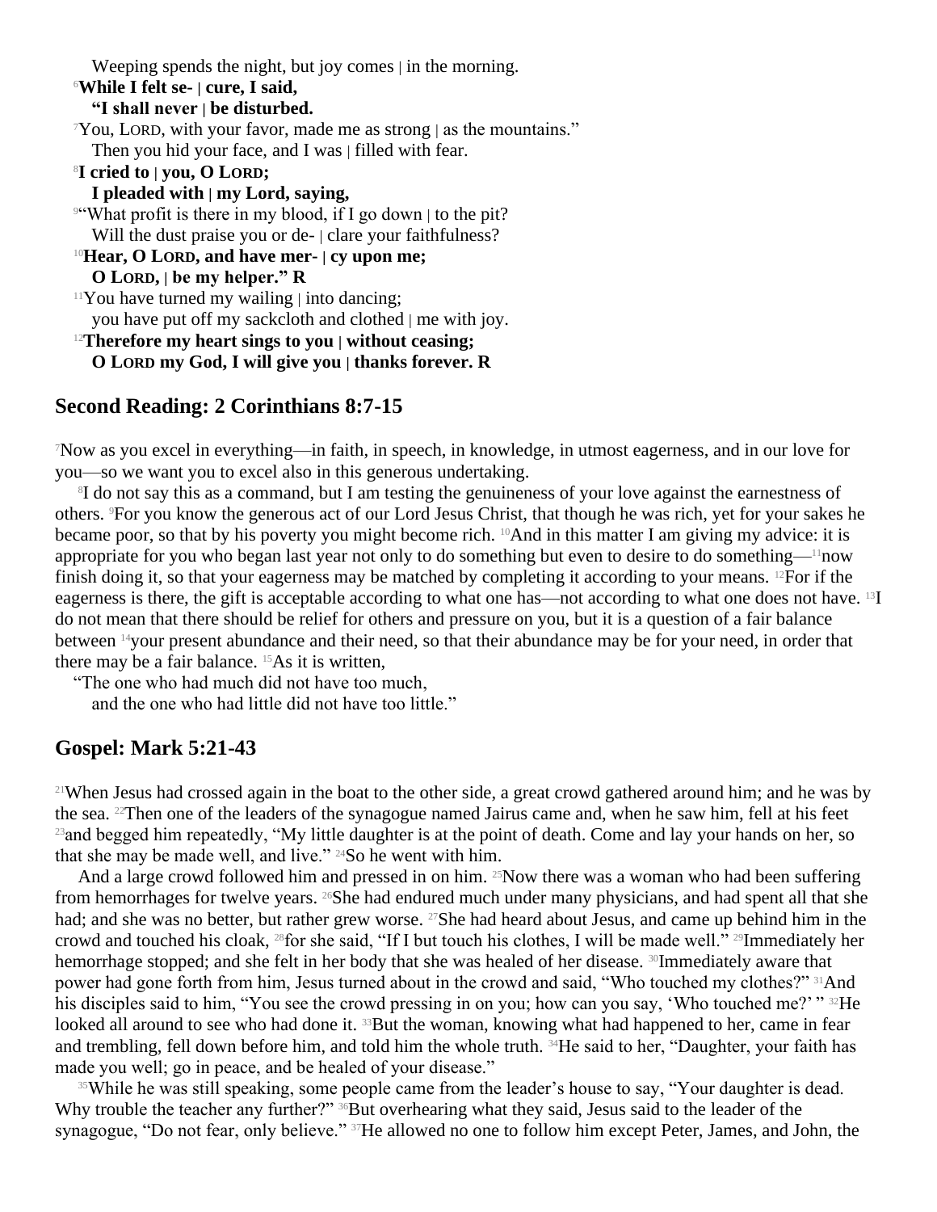Weeping spends the night, but joy comes | in the morning.
[6]**While I felt se- | cure, I said,**
**"I shall never | be disturbed.**
[7]You, LORD, with your favor, made me as strong | as the mountains."
Then you hid your face, and I was | filled with fear.
[8]**I cried to | you, O LORD;**
**I pleaded with | my Lord, saying,**
[9]"What profit is there in my blood, if I go down | to the pit?
Will the dust praise you or de- | clare your faithfulness?
[10]**Hear, O LORD, and have mer- | cy upon me;**
**O LORD, | be my helper." R**
[11]You have turned my wailing | into dancing;
you have put off my sackcloth and clothed | me with joy.
[12]**Therefore my heart sings to you | without ceasing;**
**O LORD my God, I will give you | thanks forever. R**

## Second Reading: 2 Corinthians 8:7-15

[7]Now as you excel in everything—in faith, in speech, in knowledge, in utmost eagerness, and in our love for you—so we want you to excel also in this generous undertaking.

[8]I do not say this as a command, but I am testing the genuineness of your love against the earnestness of others. [9]For you know the generous act of our Lord Jesus Christ, that though he was rich, yet for your sakes he became poor, so that by his poverty you might become rich. [10]And in this matter I am giving my advice: it is appropriate for you who began last year not only to do something but even to desire to do something—[11]now finish doing it, so that your eagerness may be matched by completing it according to your means. [12]For if the eagerness is there, the gift is acceptable according to what one has—not according to what one does not have. [13]I do not mean that there should be relief for others and pressure on you, but it is a question of a fair balance between [14]your present abundance and their need, so that their abundance may be for your need, in order that there may be a fair balance. [15]As it is written,

"The one who had much did not have too much,
and the one who had little did not have too little."

## Gospel: Mark 5:21-43

[21]When Jesus had crossed again in the boat to the other side, a great crowd gathered around him; and he was by the sea. [22]Then one of the leaders of the synagogue named Jairus came and, when he saw him, fell at his feet [23]and begged him repeatedly, "My little daughter is at the point of death. Come and lay your hands on her, so that she may be made well, and live." [24]So he went with him.

And a large crowd followed him and pressed in on him. [25]Now there was a woman who had been suffering from hemorrhages for twelve years. [26]She had endured much under many physicians, and had spent all that she had; and she was no better, but rather grew worse. [27]She had heard about Jesus, and came up behind him in the crowd and touched his cloak, [28]for she said, "If I but touch his clothes, I will be made well." [29]Immediately her hemorrhage stopped; and she felt in her body that she was healed of her disease. [30]Immediately aware that power had gone forth from him, Jesus turned about in the crowd and said, "Who touched my clothes?" [31]And his disciples said to him, "You see the crowd pressing in on you; how can you say, 'Who touched me?' " [32]He looked all around to see who had done it. [33]But the woman, knowing what had happened to her, came in fear and trembling, fell down before him, and told him the whole truth. [34]He said to her, "Daughter, your faith has made you well; go in peace, and be healed of your disease."

[35]While he was still speaking, some people came from the leader's house to say, "Your daughter is dead. Why trouble the teacher any further?" [36]But overhearing what they said, Jesus said to the leader of the synagogue, "Do not fear, only believe." [37]He allowed no one to follow him except Peter, James, and John, the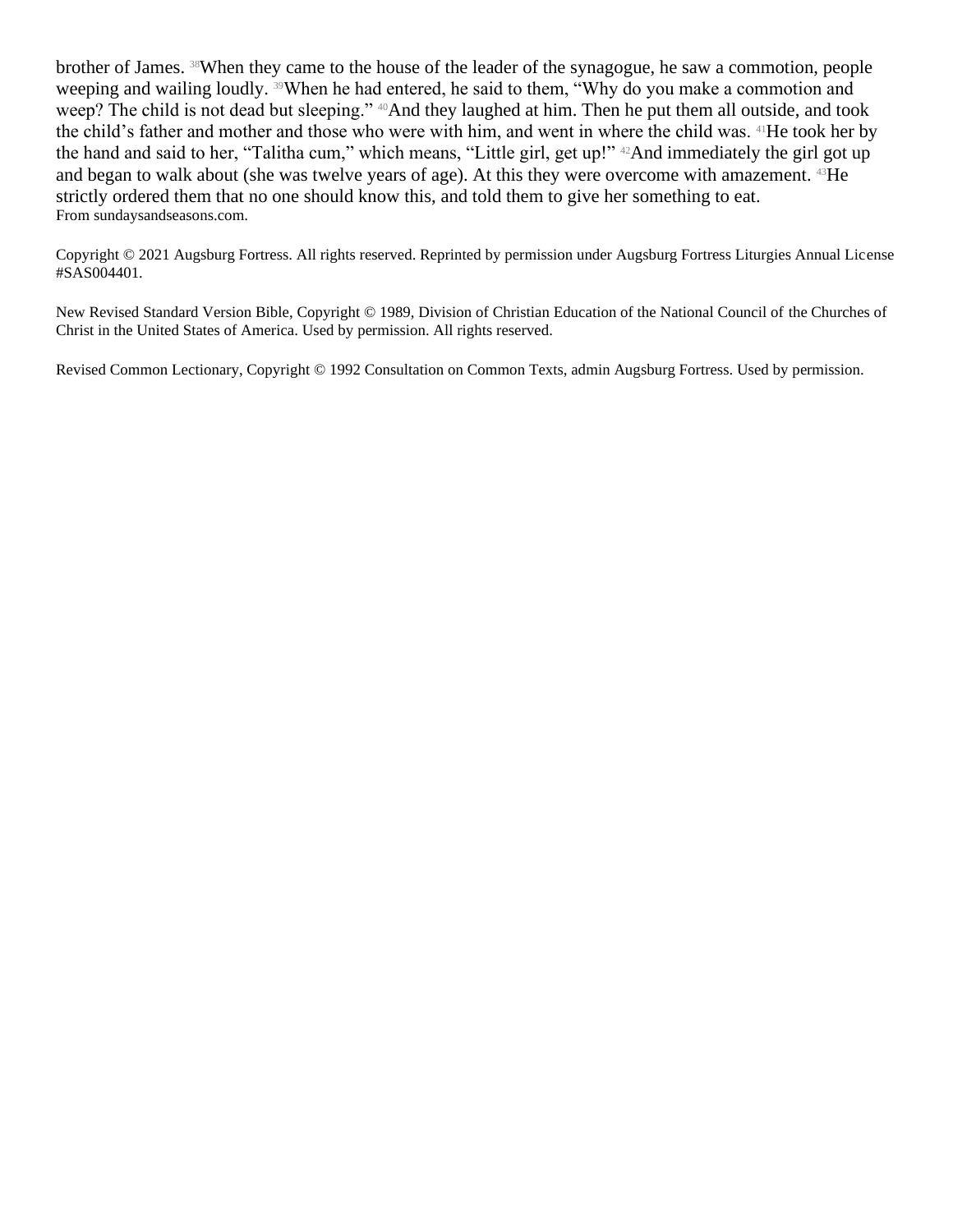brother of James. [38]When they came to the house of the leader of the synagogue, he saw a commotion, people weeping and wailing loudly. [39]When he had entered, he said to them, "Why do you make a commotion and weep? The child is not dead but sleeping." [40]And they laughed at him. Then he put them all outside, and took the child's father and mother and those who were with him, and went in where the child was. [41]He took her by the hand and said to her, "Talitha cum," which means, "Little girl, get up!" [42]And immediately the girl got up and began to walk about (she was twelve years of age). At this they were overcome with amazement. [43]He strictly ordered them that no one should know this, and told them to give her something to eat.
From sundaysandseasons.com.

Copyright © 2021 Augsburg Fortress. All rights reserved. Reprinted by permission under Augsburg Fortress Liturgies Annual License #SAS004401.

New Revised Standard Version Bible, Copyright © 1989, Division of Christian Education of the National Council of the Churches of Christ in the United States of America. Used by permission. All rights reserved.

Revised Common Lectionary, Copyright © 1992 Consultation on Common Texts, admin Augsburg Fortress. Used by permission.